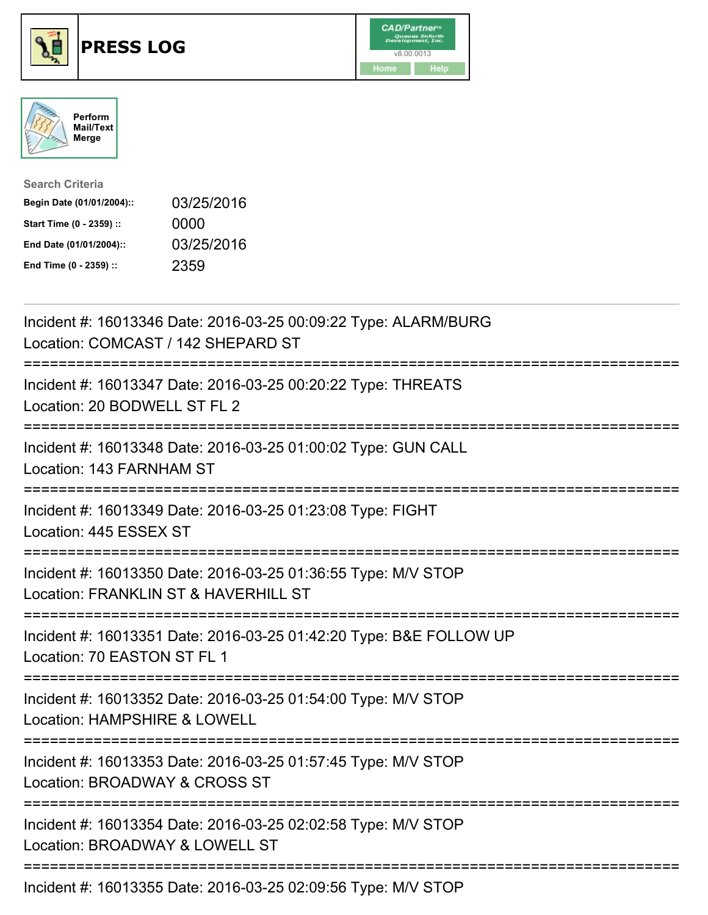# PRESS LOG

CAD/Partner™ v8.00.0013

Home Help

Perform Mail/Text Merge

**Search Criteria**

| | |
|---|---|
| **Begin Date (01/01/2004)::** | 03/25/2016 |
| **Start Time (0 - 2359) ::** | 0000 |
| **End Date (01/01/2004)::** | 03/25/2016 |
| **End Time (0 - 2359) ::** | 2359 |

---

Incident #: 16013346 Date: 2016-03-25 00:09:22 Type: ALARM/BURG
Location: COMCAST / 142 SHEPARD ST

===========================================================================

Incident #: 16013347 Date: 2016-03-25 00:20:22 Type: THREATS
Location: 20 BODWELL ST FL 2

===========================================================================

Incident #: 16013348 Date: 2016-03-25 01:00:02 Type: GUN CALL
Location: 143 FARNHAM ST

===========================================================================

Incident #: 16013349 Date: 2016-03-25 01:23:08 Type: FIGHT
Location: 445 ESSEX ST

===========================================================================

Incident #: 16013350 Date: 2016-03-25 01:36:55 Type: M/V STOP
Location: FRANKLIN ST & HAVERHILL ST

===========================================================================

Incident #: 16013351 Date: 2016-03-25 01:42:20 Type: B&E FOLLOW UP
Location: 70 EASTON ST FL 1

===========================================================================

Incident #: 16013352 Date: 2016-03-25 01:54:00 Type: M/V STOP
Location: HAMPSHIRE & LOWELL

===========================================================================

Incident #: 16013353 Date: 2016-03-25 01:57:45 Type: M/V STOP
Location: BROADWAY & CROSS ST

===========================================================================

Incident #: 16013354 Date: 2016-03-25 02:02:58 Type: M/V STOP
Location: BROADWAY & LOWELL ST

===========================================================================

Incident #: 16013355 Date: 2016-03-25 02:09:56 Type: M/V STOP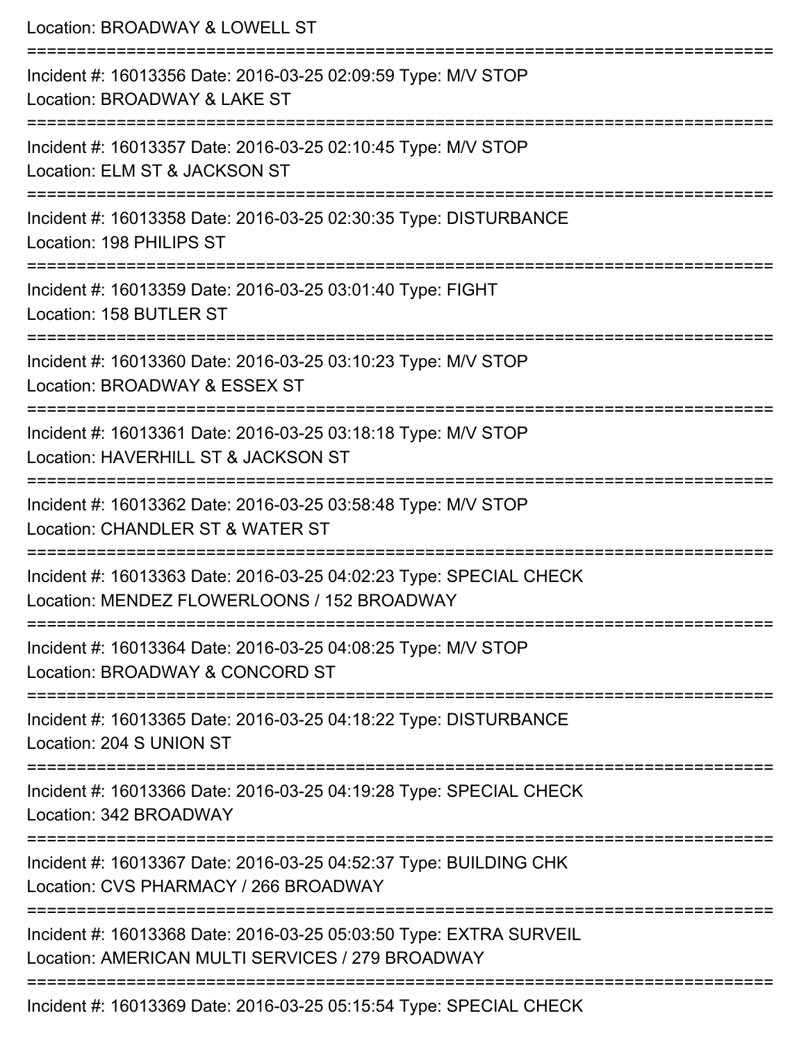Location: BROADWAY & LOWELL ST

===========================================================================

Incident #: 16013356 Date: 2016-03-25 02:09:59 Type: M/V STOP
Location: BROADWAY & LAKE ST

===========================================================================

Incident #: 16013357 Date: 2016-03-25 02:10:45 Type: M/V STOP
Location: ELM ST & JACKSON ST

===========================================================================

Incident #: 16013358 Date: 2016-03-25 02:30:35 Type: DISTURBANCE
Location: 198 PHILIPS ST

===========================================================================

Incident #: 16013359 Date: 2016-03-25 03:01:40 Type: FIGHT
Location: 158 BUTLER ST

===========================================================================

Incident #: 16013360 Date: 2016-03-25 03:10:23 Type: M/V STOP
Location: BROADWAY & ESSEX ST

===========================================================================

Incident #: 16013361 Date: 2016-03-25 03:18:18 Type: M/V STOP
Location: HAVERHILL ST & JACKSON ST

===========================================================================

Incident #: 16013362 Date: 2016-03-25 03:58:48 Type: M/V STOP
Location: CHANDLER ST & WATER ST

===========================================================================

Incident #: 16013363 Date: 2016-03-25 04:02:23 Type: SPECIAL CHECK
Location: MENDEZ FLOWERLOONS / 152 BROADWAY

===========================================================================

Incident #: 16013364 Date: 2016-03-25 04:08:25 Type: M/V STOP
Location: BROADWAY & CONCORD ST

===========================================================================

Incident #: 16013365 Date: 2016-03-25 04:18:22 Type: DISTURBANCE
Location: 204 S UNION ST

===========================================================================

Incident #: 16013366 Date: 2016-03-25 04:19:28 Type: SPECIAL CHECK
Location: 342 BROADWAY

===========================================================================

Incident #: 16013367 Date: 2016-03-25 04:52:37 Type: BUILDING CHK
Location: CVS PHARMACY / 266 BROADWAY

===========================================================================

Incident #: 16013368 Date: 2016-03-25 05:03:50 Type: EXTRA SURVEIL
Location: AMERICAN MULTI SERVICES / 279 BROADWAY

===========================================================================

Incident #: 16013369 Date: 2016-03-25 05:15:54 Type: SPECIAL CHECK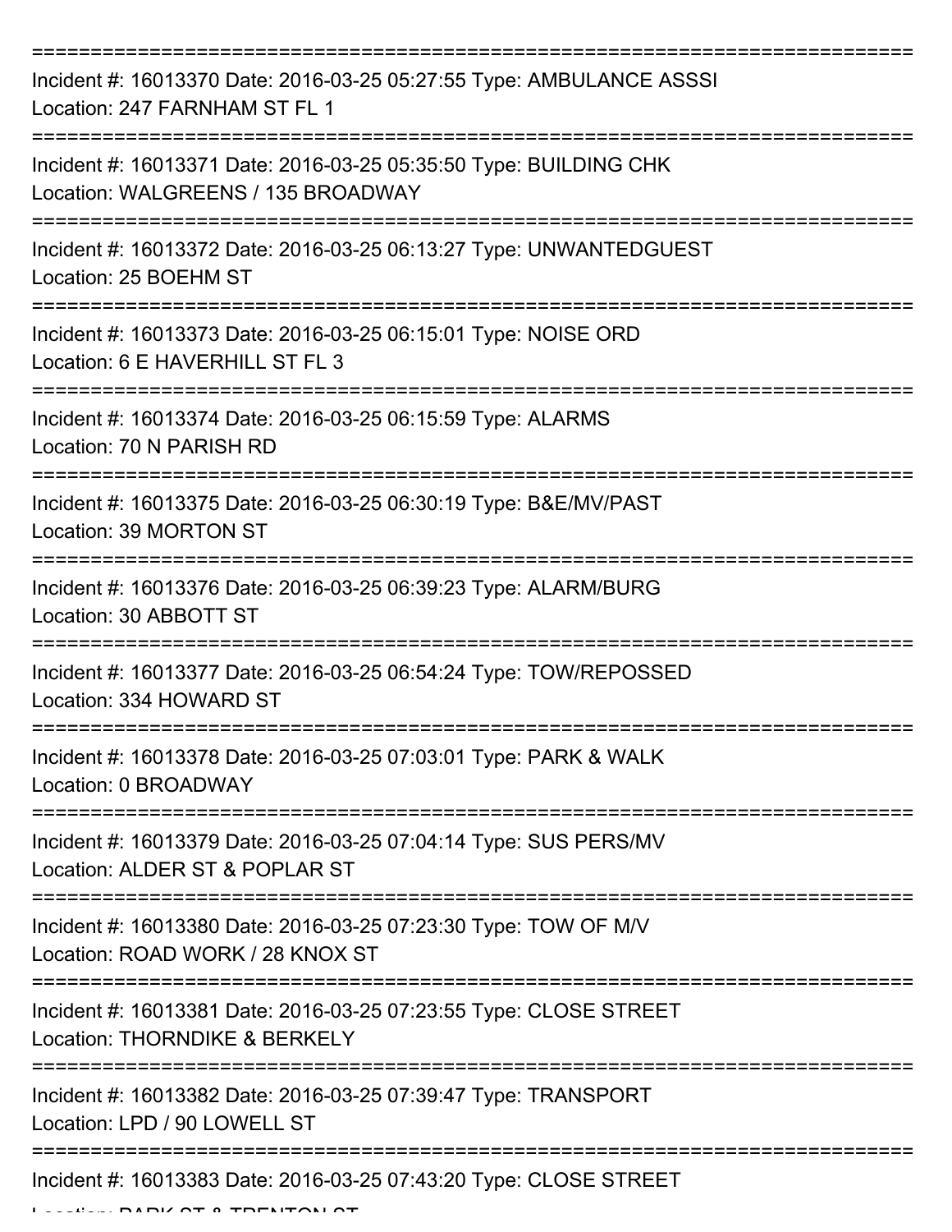===========================================================================

Incident #: 16013370 Date: 2016-03-25 05:27:55 Type: AMBULANCE ASSSI
Location: 247 FARNHAM ST FL 1

===========================================================================

Incident #: 16013371 Date: 2016-03-25 05:35:50 Type: BUILDING CHK
Location: WALGREENS / 135 BROADWAY

===========================================================================

Incident #: 16013372 Date: 2016-03-25 06:13:27 Type: UNWANTEDGUEST
Location: 25 BOEHM ST

===========================================================================

Incident #: 16013373 Date: 2016-03-25 06:15:01 Type: NOISE ORD
Location: 6 E HAVERHILL ST FL 3

===========================================================================

Incident #: 16013374 Date: 2016-03-25 06:15:59 Type: ALARMS
Location: 70 N PARISH RD

===========================================================================

Incident #: 16013375 Date: 2016-03-25 06:30:19 Type: B&E/MV/PAST
Location: 39 MORTON ST

===========================================================================

Incident #: 16013376 Date: 2016-03-25 06:39:23 Type: ALARM/BURG
Location: 30 ABBOTT ST

===========================================================================

Incident #: 16013377 Date: 2016-03-25 06:54:24 Type: TOW/REPOSSED
Location: 334 HOWARD ST

===========================================================================

Incident #: 16013378 Date: 2016-03-25 07:03:01 Type: PARK & WALK
Location: 0 BROADWAY

===========================================================================

Incident #: 16013379 Date: 2016-03-25 07:04:14 Type: SUS PERS/MV
Location: ALDER ST & POPLAR ST

===========================================================================

Incident #: 16013380 Date: 2016-03-25 07:23:30 Type: TOW OF M/V
Location: ROAD WORK / 28 KNOX ST

===========================================================================

Incident #: 16013381 Date: 2016-03-25 07:23:55 Type: CLOSE STREET
Location: THORNDIKE & BERKELY

===========================================================================

Incident #: 16013382 Date: 2016-03-25 07:39:47 Type: TRANSPORT
Location: LPD / 90 LOWELL ST

===========================================================================

Incident #: 16013383 Date: 2016-03-25 07:43:20 Type: CLOSE STREET
Location: PARK ST & TRENTON ST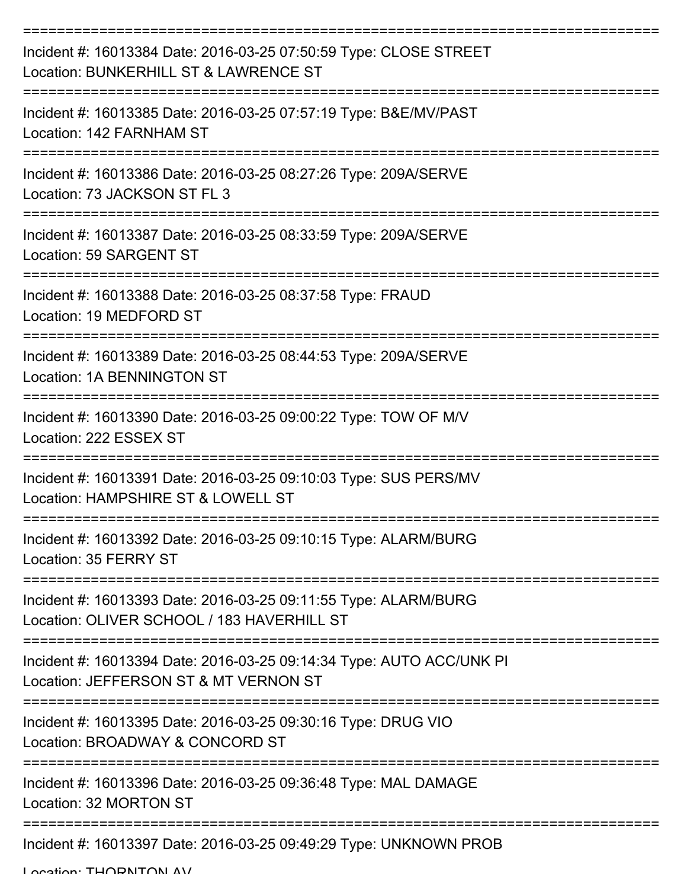===========================================================================

Incident #: 16013384 Date: 2016-03-25 07:50:59 Type: CLOSE STREET
Location: BUNKERHILL ST & LAWRENCE ST

===========================================================================

Incident #: 16013385 Date: 2016-03-25 07:57:19 Type: B&E/MV/PAST
Location: 142 FARNHAM ST

===========================================================================

Incident #: 16013386 Date: 2016-03-25 08:27:26 Type: 209A/SERVE
Location: 73 JACKSON ST FL 3

===========================================================================

Incident #: 16013387 Date: 2016-03-25 08:33:59 Type: 209A/SERVE
Location: 59 SARGENT ST

===========================================================================

Incident #: 16013388 Date: 2016-03-25 08:37:58 Type: FRAUD
Location: 19 MEDFORD ST

===========================================================================

Incident #: 16013389 Date: 2016-03-25 08:44:53 Type: 209A/SERVE
Location: 1A BENNINGTON ST

===========================================================================

Incident #: 16013390 Date: 2016-03-25 09:00:22 Type: TOW OF M/V
Location: 222 ESSEX ST

===========================================================================

Incident #: 16013391 Date: 2016-03-25 09:10:03 Type: SUS PERS/MV
Location: HAMPSHIRE ST & LOWELL ST

===========================================================================

Incident #: 16013392 Date: 2016-03-25 09:10:15 Type: ALARM/BURG
Location: 35 FERRY ST

===========================================================================

Incident #: 16013393 Date: 2016-03-25 09:11:55 Type: ALARM/BURG
Location: OLIVER SCHOOL / 183 HAVERHILL ST

===========================================================================

Incident #: 16013394 Date: 2016-03-25 09:14:34 Type: AUTO ACC/UNK PI
Location: JEFFERSON ST & MT VERNON ST

===========================================================================

Incident #: 16013395 Date: 2016-03-25 09:30:16 Type: DRUG VIO
Location: BROADWAY & CONCORD ST

===========================================================================

Incident #: 16013396 Date: 2016-03-25 09:36:48 Type: MAL DAMAGE
Location: 32 MORTON ST

===========================================================================

Incident #: 16013397 Date: 2016-03-25 09:49:29 Type: UNKNOWN PROB
Location: THORNTON AV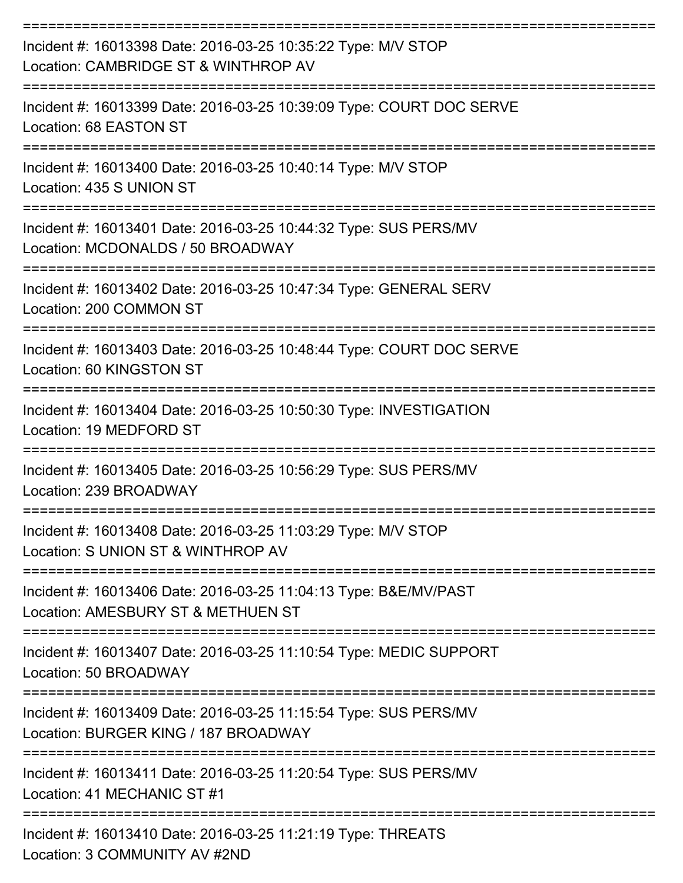===========================================================================

Incident #: 16013398 Date: 2016-03-25 10:35:22 Type: M/V STOP
Location: CAMBRIDGE ST & WINTHROP AV

===========================================================================

Incident #: 16013399 Date: 2016-03-25 10:39:09 Type: COURT DOC SERVE
Location: 68 EASTON ST

===========================================================================

Incident #: 16013400 Date: 2016-03-25 10:40:14 Type: M/V STOP
Location: 435 S UNION ST

===========================================================================

Incident #: 16013401 Date: 2016-03-25 10:44:32 Type: SUS PERS/MV
Location: MCDONALDS / 50 BROADWAY

===========================================================================

Incident #: 16013402 Date: 2016-03-25 10:47:34 Type: GENERAL SERV
Location: 200 COMMON ST

===========================================================================

Incident #: 16013403 Date: 2016-03-25 10:48:44 Type: COURT DOC SERVE
Location: 60 KINGSTON ST

===========================================================================

Incident #: 16013404 Date: 2016-03-25 10:50:30 Type: INVESTIGATION
Location: 19 MEDFORD ST

===========================================================================

Incident #: 16013405 Date: 2016-03-25 10:56:29 Type: SUS PERS/MV
Location: 239 BROADWAY

===========================================================================

Incident #: 16013408 Date: 2016-03-25 11:03:29 Type: M/V STOP
Location: S UNION ST & WINTHROP AV

===========================================================================

Incident #: 16013406 Date: 2016-03-25 11:04:13 Type: B&E/MV/PAST
Location: AMESBURY ST & METHUEN ST

===========================================================================

Incident #: 16013407 Date: 2016-03-25 11:10:54 Type: MEDIC SUPPORT
Location: 50 BROADWAY

===========================================================================

Incident #: 16013409 Date: 2016-03-25 11:15:54 Type: SUS PERS/MV
Location: BURGER KING / 187 BROADWAY

===========================================================================

Incident #: 16013411 Date: 2016-03-25 11:20:54 Type: SUS PERS/MV
Location: 41 MECHANIC ST #1

===========================================================================

Incident #: 16013410 Date: 2016-03-25 11:21:19 Type: THREATS
Location: 3 COMMUNITY AV #2ND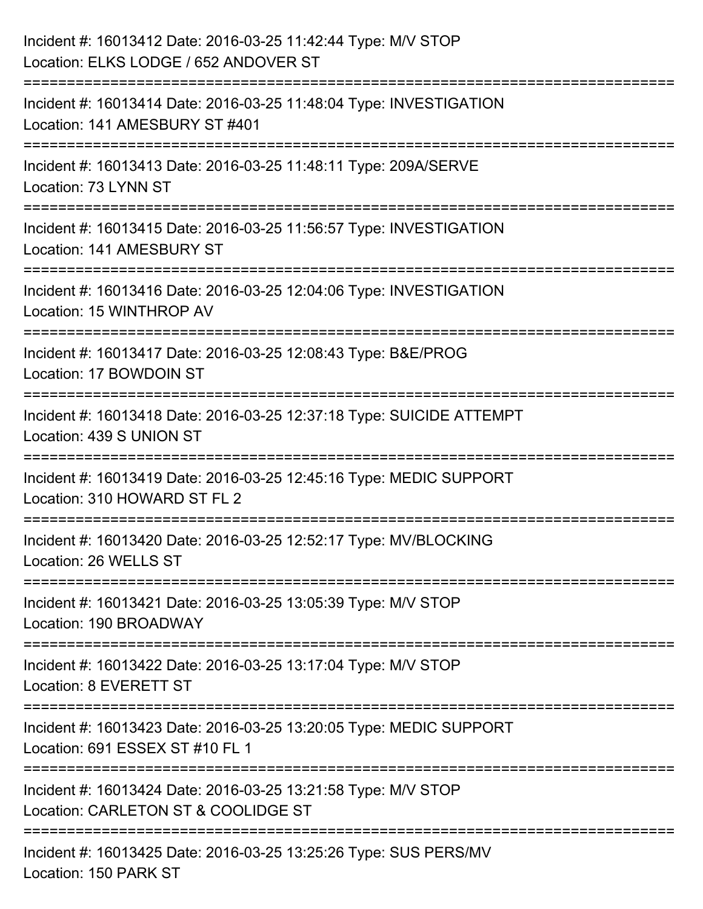Incident #: 16013412 Date: 2016-03-25 11:42:44 Type: M/V STOP
Location: ELKS LODGE / 652 ANDOVER ST

===========================================================================

Incident #: 16013414 Date: 2016-03-25 11:48:04 Type: INVESTIGATION
Location: 141 AMESBURY ST #401

===========================================================================

Incident #: 16013413 Date: 2016-03-25 11:48:11 Type: 209A/SERVE
Location: 73 LYNN ST

===========================================================================

Incident #: 16013415 Date: 2016-03-25 11:56:57 Type: INVESTIGATION
Location: 141 AMESBURY ST

===========================================================================

Incident #: 16013416 Date: 2016-03-25 12:04:06 Type: INVESTIGATION
Location: 15 WINTHROP AV

===========================================================================

Incident #: 16013417 Date: 2016-03-25 12:08:43 Type: B&E/PROG
Location: 17 BOWDOIN ST

===========================================================================

Incident #: 16013418 Date: 2016-03-25 12:37:18 Type: SUICIDE ATTEMPT
Location: 439 S UNION ST

===========================================================================

Incident #: 16013419 Date: 2016-03-25 12:45:16 Type: MEDIC SUPPORT
Location: 310 HOWARD ST FL 2

===========================================================================

Incident #: 16013420 Date: 2016-03-25 12:52:17 Type: MV/BLOCKING
Location: 26 WELLS ST

===========================================================================

Incident #: 16013421 Date: 2016-03-25 13:05:39 Type: M/V STOP
Location: 190 BROADWAY

===========================================================================

Incident #: 16013422 Date: 2016-03-25 13:17:04 Type: M/V STOP
Location: 8 EVERETT ST

===========================================================================

Incident #: 16013423 Date: 2016-03-25 13:20:05 Type: MEDIC SUPPORT
Location: 691 ESSEX ST #10 FL 1

===========================================================================

Incident #: 16013424 Date: 2016-03-25 13:21:58 Type: M/V STOP
Location: CARLETON ST & COOLIDGE ST

===========================================================================

Incident #: 16013425 Date: 2016-03-25 13:25:26 Type: SUS PERS/MV
Location: 150 PARK ST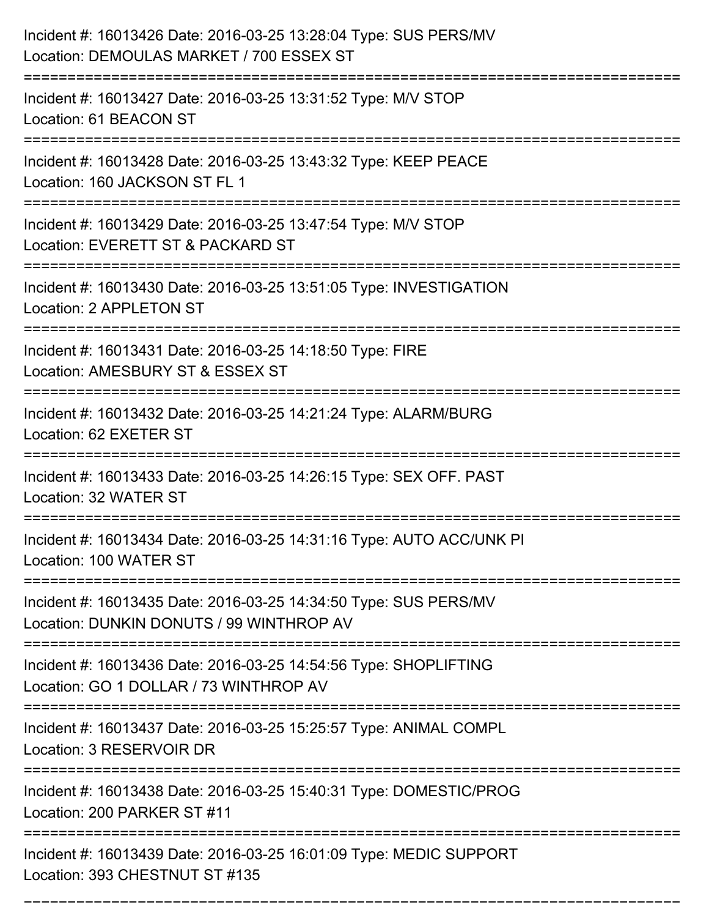Incident #: 16013426 Date: 2016-03-25 13:28:04 Type: SUS PERS/MV
Location: DEMOULAS MARKET / 700 ESSEX ST

===========================================================================

Incident #: 16013427 Date: 2016-03-25 13:31:52 Type: M/V STOP
Location: 61 BEACON ST

===========================================================================

Incident #: 16013428 Date: 2016-03-25 13:43:32 Type: KEEP PEACE
Location: 160 JACKSON ST FL 1

===========================================================================

Incident #: 16013429 Date: 2016-03-25 13:47:54 Type: M/V STOP
Location: EVERETT ST & PACKARD ST

===========================================================================

Incident #: 16013430 Date: 2016-03-25 13:51:05 Type: INVESTIGATION
Location: 2 APPLETON ST

===========================================================================

Incident #: 16013431 Date: 2016-03-25 14:18:50 Type: FIRE
Location: AMESBURY ST & ESSEX ST

===========================================================================

Incident #: 16013432 Date: 2016-03-25 14:21:24 Type: ALARM/BURG
Location: 62 EXETER ST

===========================================================================

Incident #: 16013433 Date: 2016-03-25 14:26:15 Type: SEX OFF. PAST
Location: 32 WATER ST

===========================================================================

Incident #: 16013434 Date: 2016-03-25 14:31:16 Type: AUTO ACC/UNK PI
Location: 100 WATER ST

===========================================================================

Incident #: 16013435 Date: 2016-03-25 14:34:50 Type: SUS PERS/MV
Location: DUNKIN DONUTS / 99 WINTHROP AV

===========================================================================

Incident #: 16013436 Date: 2016-03-25 14:54:56 Type: SHOPLIFTING
Location: GO 1 DOLLAR / 73 WINTHROP AV

===========================================================================

Incident #: 16013437 Date: 2016-03-25 15:25:57 Type: ANIMAL COMPL
Location: 3 RESERVOIR DR

===========================================================================

Incident #: 16013438 Date: 2016-03-25 15:40:31 Type: DOMESTIC/PROG
Location: 200 PARKER ST #11

===========================================================================

Incident #: 16013439 Date: 2016-03-25 16:01:09 Type: MEDIC SUPPORT
Location: 393 CHESTNUT ST #135

===========================================================================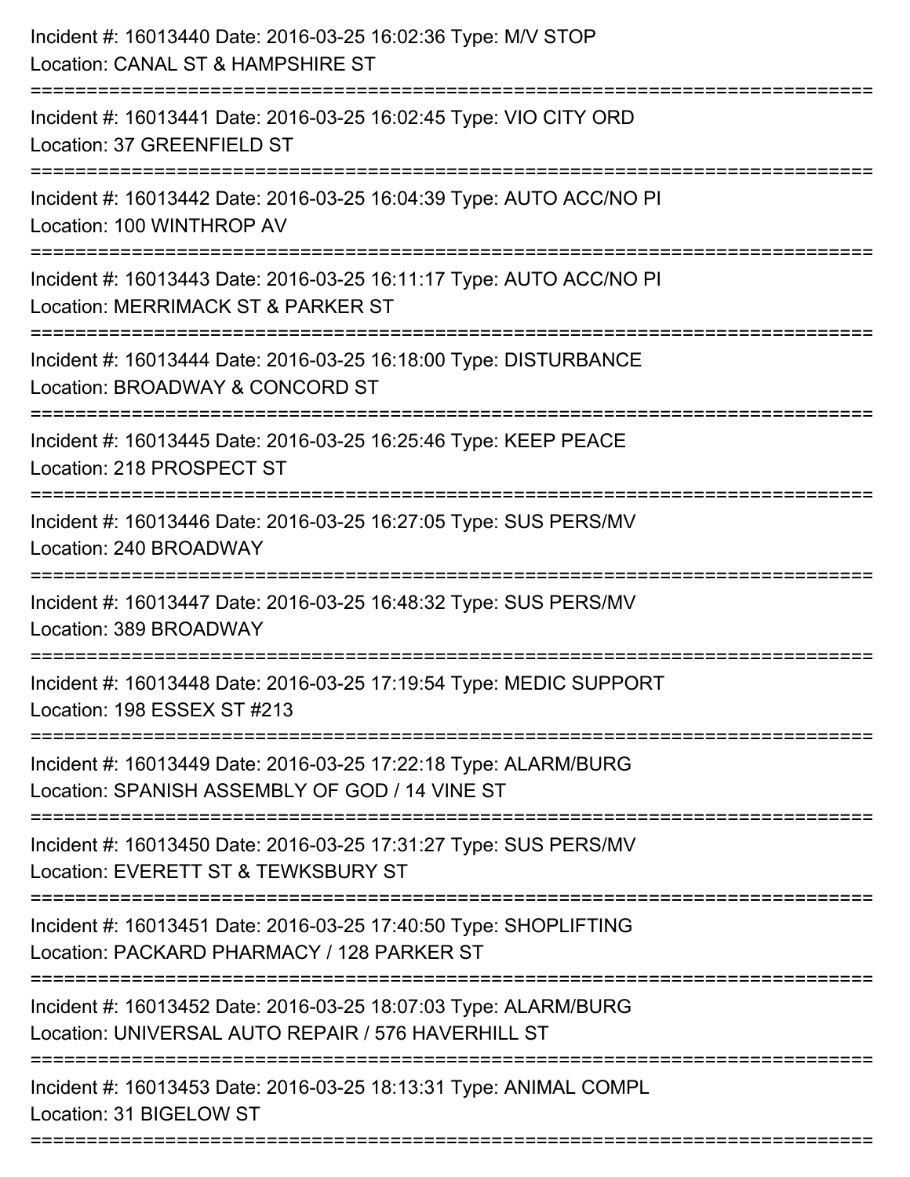Incident #: 16013440 Date: 2016-03-25 16:02:36 Type: M/V STOP
Location: CANAL ST & HAMPSHIRE ST

===========================================================================

Incident #: 16013441 Date: 2016-03-25 16:02:45 Type: VIO CITY ORD
Location: 37 GREENFIELD ST

===========================================================================

Incident #: 16013442 Date: 2016-03-25 16:04:39 Type: AUTO ACC/NO PI
Location: 100 WINTHROP AV

===========================================================================

Incident #: 16013443 Date: 2016-03-25 16:11:17 Type: AUTO ACC/NO PI
Location: MERRIMACK ST & PARKER ST

===========================================================================

Incident #: 16013444 Date: 2016-03-25 16:18:00 Type: DISTURBANCE
Location: BROADWAY & CONCORD ST

===========================================================================

Incident #: 16013445 Date: 2016-03-25 16:25:46 Type: KEEP PEACE
Location: 218 PROSPECT ST

===========================================================================

Incident #: 16013446 Date: 2016-03-25 16:27:05 Type: SUS PERS/MV
Location: 240 BROADWAY

===========================================================================

Incident #: 16013447 Date: 2016-03-25 16:48:32 Type: SUS PERS/MV
Location: 389 BROADWAY

===========================================================================

Incident #: 16013448 Date: 2016-03-25 17:19:54 Type: MEDIC SUPPORT
Location: 198 ESSEX ST #213

===========================================================================

Incident #: 16013449 Date: 2016-03-25 17:22:18 Type: ALARM/BURG
Location: SPANISH ASSEMBLY OF GOD / 14 VINE ST

===========================================================================

Incident #: 16013450 Date: 2016-03-25 17:31:27 Type: SUS PERS/MV
Location: EVERETT ST & TEWKSBURY ST

===========================================================================

Incident #: 16013451 Date: 2016-03-25 17:40:50 Type: SHOPLIFTING
Location: PACKARD PHARMACY / 128 PARKER ST

===========================================================================

Incident #: 16013452 Date: 2016-03-25 18:07:03 Type: ALARM/BURG
Location: UNIVERSAL AUTO REPAIR / 576 HAVERHILL ST

===========================================================================

Incident #: 16013453 Date: 2016-03-25 18:13:31 Type: ANIMAL COMPL
Location: 31 BIGELOW ST

===========================================================================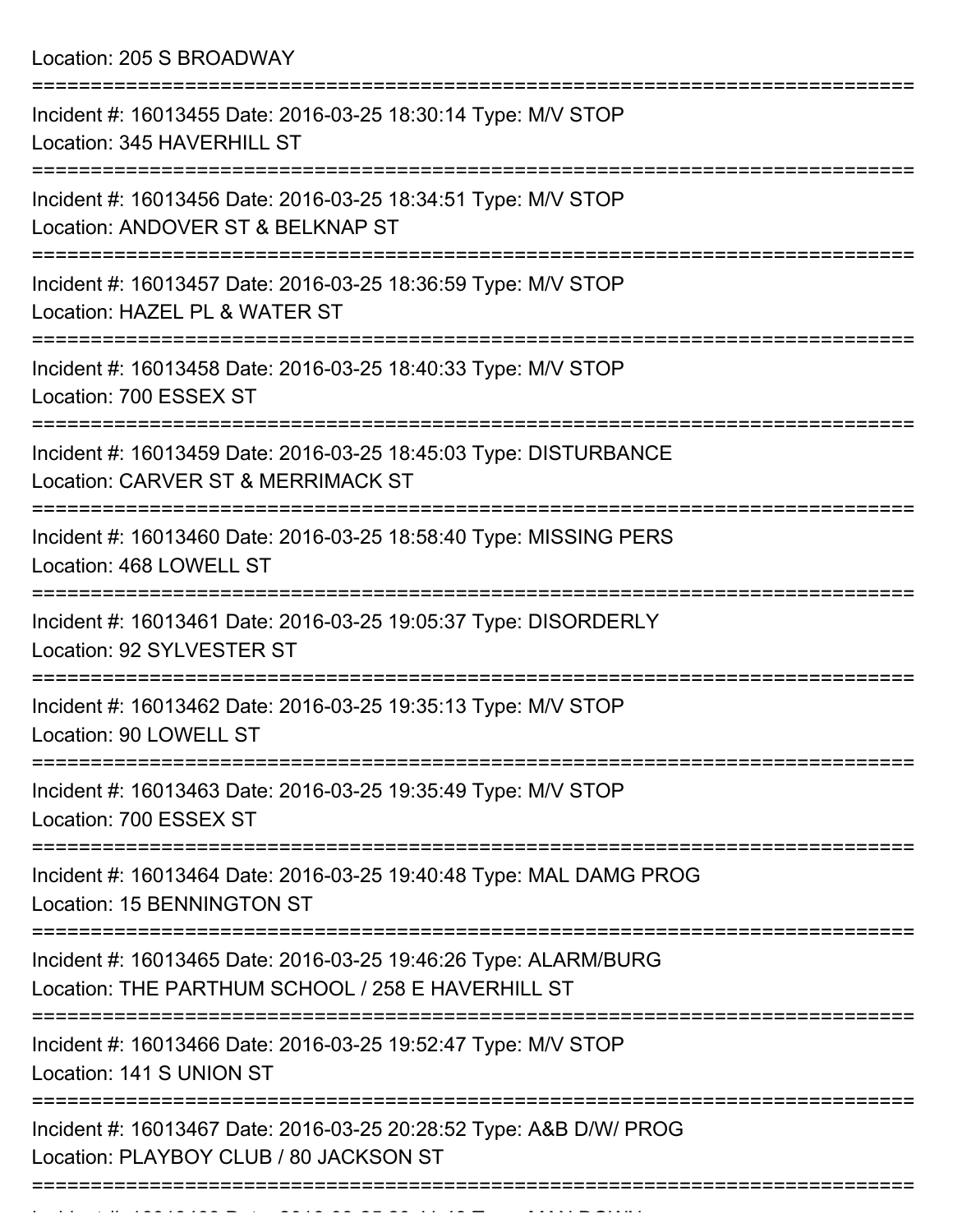Location: 205 S BROADWAY

===========================================================================

Incident #: 16013455 Date: 2016-03-25 18:30:14 Type: M/V STOP
Location: 345 HAVERHILL ST

===========================================================================

Incident #: 16013456 Date: 2016-03-25 18:34:51 Type: M/V STOP
Location: ANDOVER ST & BELKNAP ST

===========================================================================

Incident #: 16013457 Date: 2016-03-25 18:36:59 Type: M/V STOP
Location: HAZEL PL & WATER ST

===========================================================================

Incident #: 16013458 Date: 2016-03-25 18:40:33 Type: M/V STOP
Location: 700 ESSEX ST

===========================================================================

Incident #: 16013459 Date: 2016-03-25 18:45:03 Type: DISTURBANCE
Location: CARVER ST & MERRIMACK ST

===========================================================================

Incident #: 16013460 Date: 2016-03-25 18:58:40 Type: MISSING PERS
Location: 468 LOWELL ST

===========================================================================

Incident #: 16013461 Date: 2016-03-25 19:05:37 Type: DISORDERLY
Location: 92 SYLVESTER ST

===========================================================================

Incident #: 16013462 Date: 2016-03-25 19:35:13 Type: M/V STOP
Location: 90 LOWELL ST

===========================================================================

Incident #: 16013463 Date: 2016-03-25 19:35:49 Type: M/V STOP
Location: 700 ESSEX ST

===========================================================================

Incident #: 16013464 Date: 2016-03-25 19:40:48 Type: MAL DAMG PROG
Location: 15 BENNINGTON ST

===========================================================================

Incident #: 16013465 Date: 2016-03-25 19:46:26 Type: ALARM/BURG
Location: THE PARTHUM SCHOOL / 258 E HAVERHILL ST

===========================================================================

Incident #: 16013466 Date: 2016-03-25 19:52:47 Type: M/V STOP
Location: 141 S UNION ST

===========================================================================

Incident #: 16013467 Date: 2016-03-25 20:28:52 Type: A&B D/W/ PROG
Location: PLAYBOY CLUB / 80 JACKSON ST

===========================================================================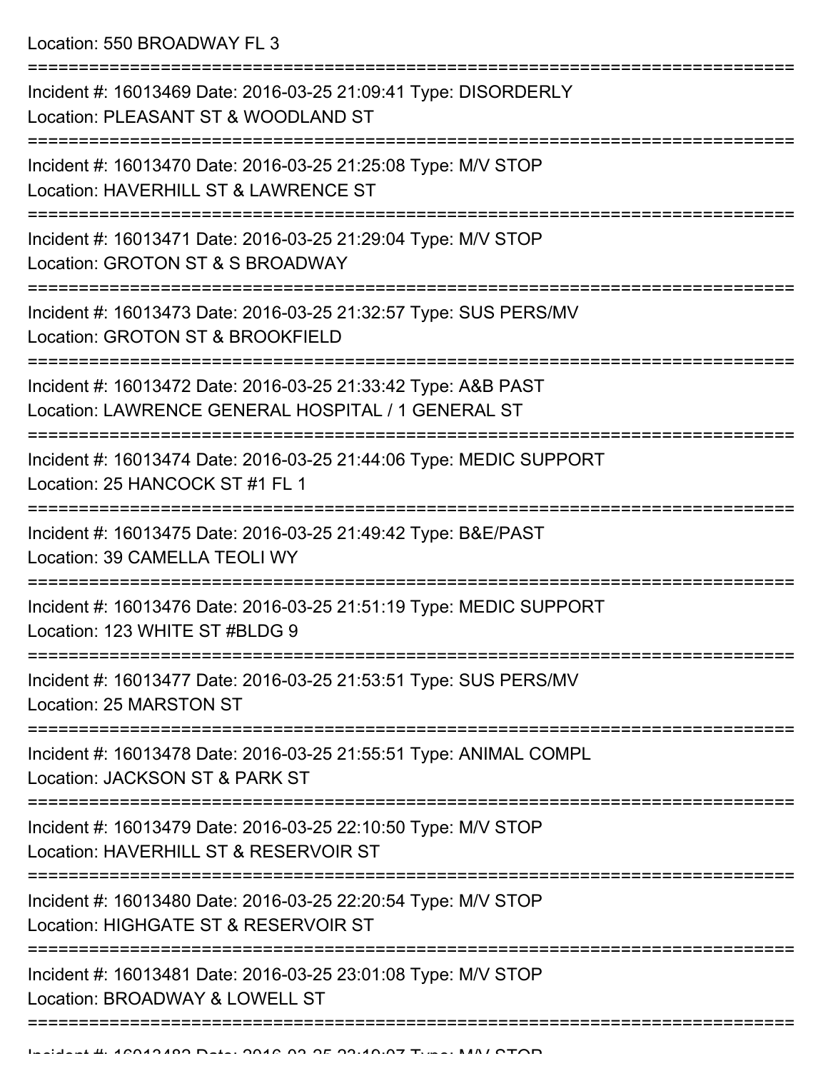Location: 550 BROADWAY FL 3

===========================================================================

Incident #: 16013469 Date: 2016-03-25 21:09:41 Type: DISORDERLY
Location: PLEASANT ST & WOODLAND ST

===========================================================================

Incident #: 16013470 Date: 2016-03-25 21:25:08 Type: M/V STOP
Location: HAVERHILL ST & LAWRENCE ST

===========================================================================

Incident #: 16013471 Date: 2016-03-25 21:29:04 Type: M/V STOP
Location: GROTON ST & S BROADWAY

===========================================================================

Incident #: 16013473 Date: 2016-03-25 21:32:57 Type: SUS PERS/MV
Location: GROTON ST & BROOKFIELD

===========================================================================

Incident #: 16013472 Date: 2016-03-25 21:33:42 Type: A&B PAST
Location: LAWRENCE GENERAL HOSPITAL / 1 GENERAL ST

===========================================================================

Incident #: 16013474 Date: 2016-03-25 21:44:06 Type: MEDIC SUPPORT
Location: 25 HANCOCK ST #1 FL 1

===========================================================================

Incident #: 16013475 Date: 2016-03-25 21:49:42 Type: B&E/PAST
Location: 39 CAMELLA TEOLI WY

===========================================================================

Incident #: 16013476 Date: 2016-03-25 21:51:19 Type: MEDIC SUPPORT
Location: 123 WHITE ST #BLDG 9

===========================================================================

Incident #: 16013477 Date: 2016-03-25 21:53:51 Type: SUS PERS/MV
Location: 25 MARSTON ST

===========================================================================

Incident #: 16013478 Date: 2016-03-25 21:55:51 Type: ANIMAL COMPL
Location: JACKSON ST & PARK ST

===========================================================================

Incident #: 16013479 Date: 2016-03-25 22:10:50 Type: M/V STOP
Location: HAVERHILL ST & RESERVOIR ST

===========================================================================

Incident #: 16013480 Date: 2016-03-25 22:20:54 Type: M/V STOP
Location: HIGHGATE ST & RESERVOIR ST

===========================================================================

Incident #: 16013481 Date: 2016-03-25 23:01:08 Type: M/V STOP
Location: BROADWAY & LOWELL ST

===========================================================================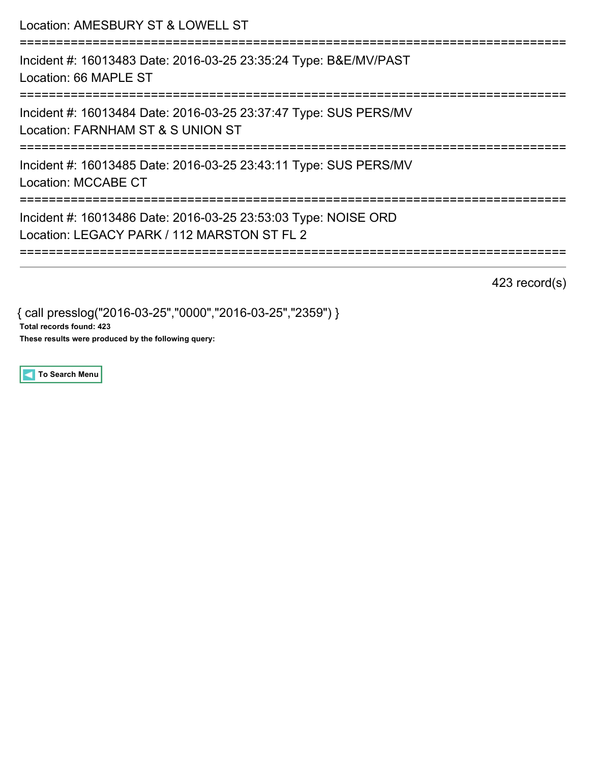Location: AMESBURY ST & LOWELL ST

===========================================================================

Incident #: 16013483 Date: 2016-03-25 23:35:24 Type: B&E/MV/PAST
Location: 66 MAPLE ST

===========================================================================

Incident #: 16013484 Date: 2016-03-25 23:37:47 Type: SUS PERS/MV
Location: FARNHAM ST & S UNION ST

===========================================================================

Incident #: 16013485 Date: 2016-03-25 23:43:11 Type: SUS PERS/MV
Location: MCCABE CT

===========================================================================

Incident #: 16013486 Date: 2016-03-25 23:53:03 Type: NOISE ORD
Location: LEGACY PARK / 112 MARSTON ST FL 2

===========================================================================

423 record(s)

{ call presslog("2016-03-25","0000","2016-03-25","2359") }

**Total records found: 423**

**These results were produced by the following query:**

To Search Menu